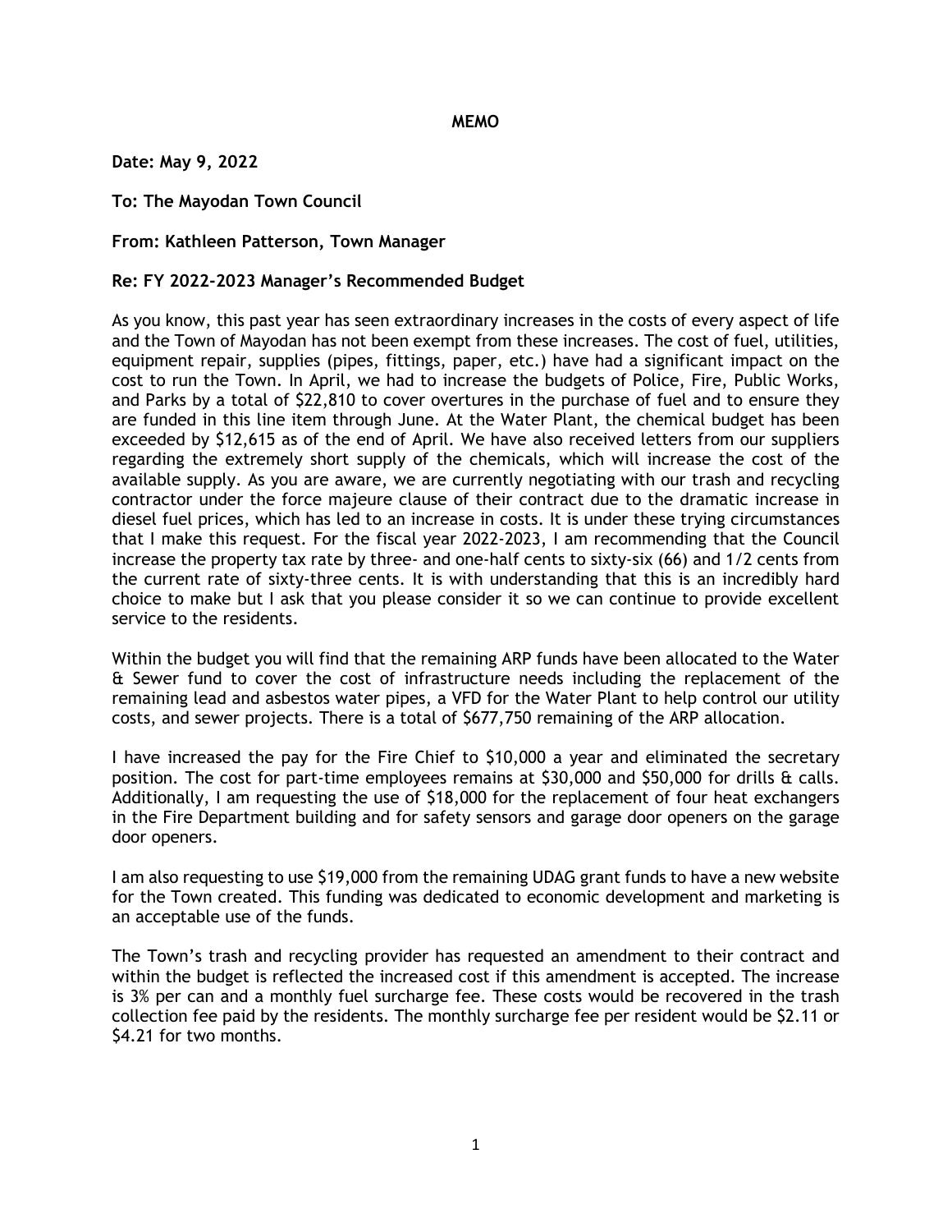**MEMO**

**Date: May 9, 2022**

**To: The Mayodan Town Council**

**From: Kathleen Patterson, Town Manager**

**Re: FY 2022-2023 Manager's Recommended Budget**

As you know, this past year has seen extraordinary increases in the costs of every aspect of life and the Town of Mayodan has not been exempt from these increases. The cost of fuel, utilities, equipment repair, supplies (pipes, fittings, paper, etc.) have had a significant impact on the cost to run the Town. In April, we had to increase the budgets of Police, Fire, Public Works, and Parks by a total of $22,810 to cover overtures in the purchase of fuel and to ensure they are funded in this line item through June. At the Water Plant, the chemical budget has been exceeded by $12,615 as of the end of April. We have also received letters from our suppliers regarding the extremely short supply of the chemicals, which will increase the cost of the available supply. As you are aware, we are currently negotiating with our trash and recycling contractor under the force majeure clause of their contract due to the dramatic increase in diesel fuel prices, which has led to an increase in costs. It is under these trying circumstances that I make this request. For the fiscal year 2022-2023, I am recommending that the Council increase the property tax rate by three- and one-half cents to sixty-six (66) and 1/2 cents from the current rate of sixty-three cents. It is with understanding that this is an incredibly hard choice to make but I ask that you please consider it so we can continue to provide excellent service to the residents.

Within the budget you will find that the remaining ARP funds have been allocated to the Water & Sewer fund to cover the cost of infrastructure needs including the replacement of the remaining lead and asbestos water pipes, a VFD for the Water Plant to help control our utility costs, and sewer projects. There is a total of $677,750 remaining of the ARP allocation.

I have increased the pay for the Fire Chief to $10,000 a year and eliminated the secretary position. The cost for part-time employees remains at $30,000 and $50,000 for drills & calls. Additionally, I am requesting the use of $18,000 for the replacement of four heat exchangers in the Fire Department building and for safety sensors and garage door openers on the garage door openers.

I am also requesting to use $19,000 from the remaining UDAG grant funds to have a new website for the Town created. This funding was dedicated to economic development and marketing is an acceptable use of the funds.

The Town's trash and recycling provider has requested an amendment to their contract and within the budget is reflected the increased cost if this amendment is accepted. The increase is 3% per can and a monthly fuel surcharge fee. These costs would be recovered in the trash collection fee paid by the residents. The monthly surcharge fee per resident would be $2.11 or $4.21 for two months.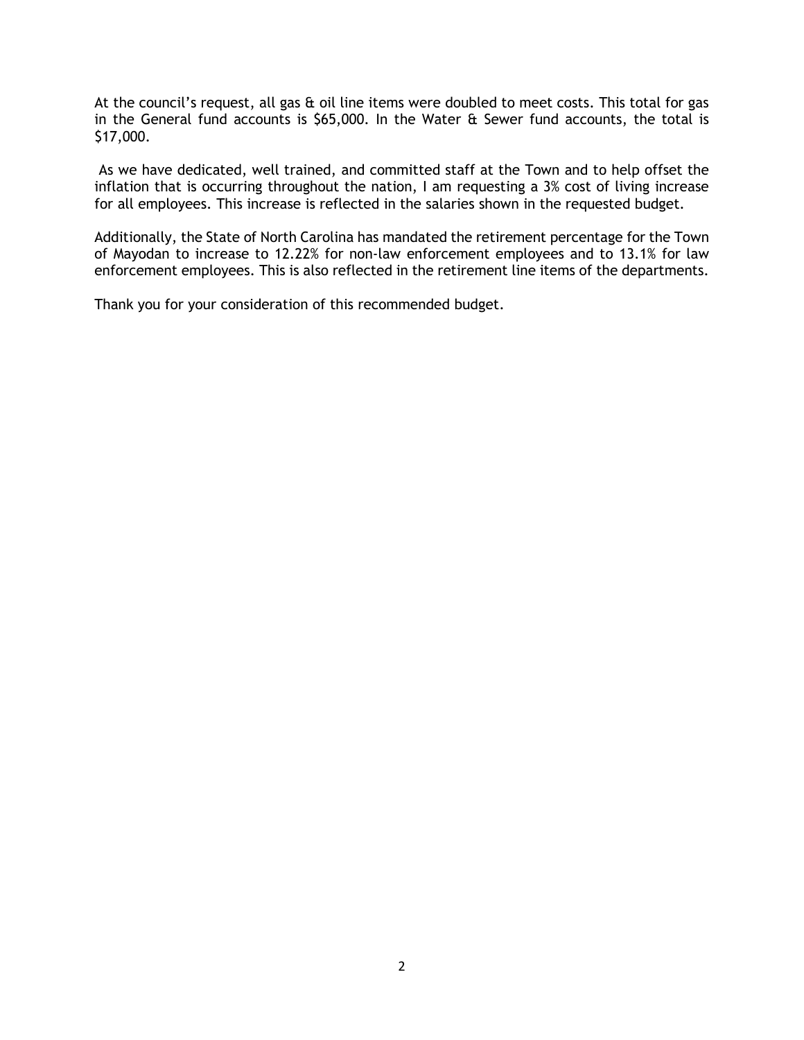At the council's request, all gas & oil line items were doubled to meet costs. This total for gas in the General fund accounts is $65,000. In the Water & Sewer fund accounts, the total is $17,000.

As we have dedicated, well trained, and committed staff at the Town and to help offset the inflation that is occurring throughout the nation, I am requesting a 3% cost of living increase for all employees. This increase is reflected in the salaries shown in the requested budget.

Additionally, the State of North Carolina has mandated the retirement percentage for the Town of Mayodan to increase to 12.22% for non-law enforcement employees and to 13.1% for law enforcement employees. This is also reflected in the retirement line items of the departments.

Thank you for your consideration of this recommended budget.